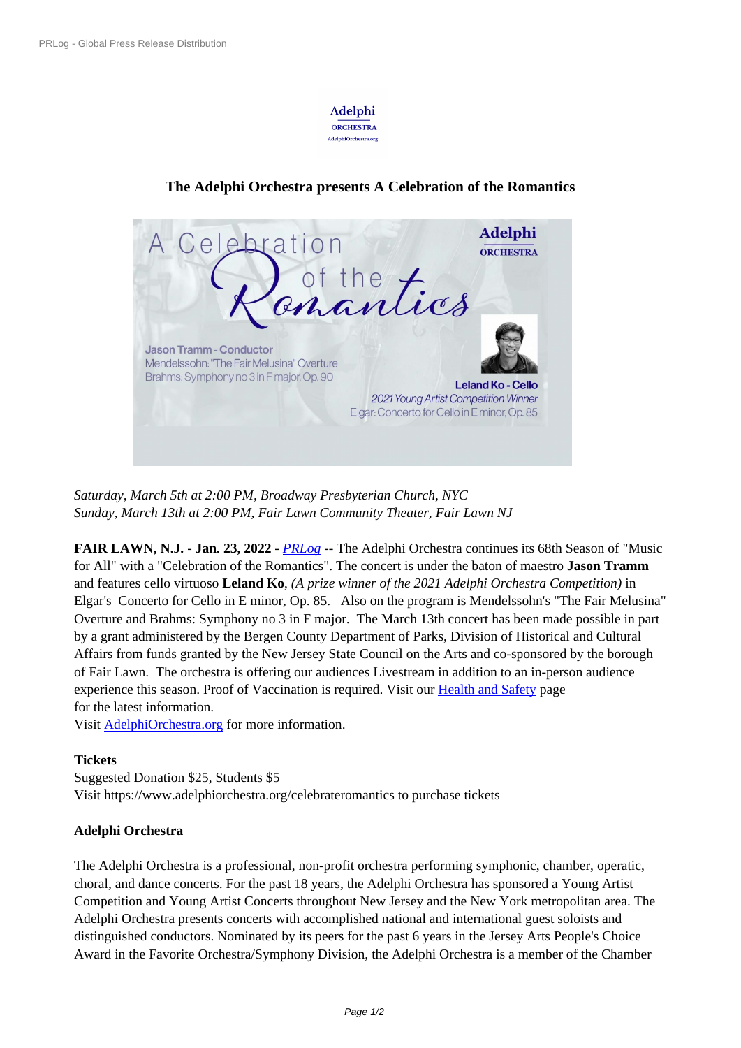# The Adelphi Orchestra presents A Celebration of the Romantics

*Saturday, March 5th at 2:00 PM, Broadway Presbyterian Church, NYC*
*Sunday, March 13th at 2:00 PM, Fair Lawn Community Theater, Fair Lawn NJ*

**FAIR LAWN, N.J.** - **Jan. 23, 2022** - *PRLog* -- The Adelphi Orchestra continues its 68th Season of "Music for All" with a "Celebration of the Romantics". The concert is under the baton of maestro **Jason Tramm** and features cello virtuoso **Leland Ko**, *(A prize winner of the 2021 Adelphi Orchestra Competition)* in Elgar's Concerto for Cello in E minor, Op. 85. Also on the program is Mendelssohn's "The Fair Melusina" Overture and Brahms: Symphony no 3 in F major. The March 13th concert has been made possible in part by a grant administered by the Bergen County Department of Parks, Division of Historical and Cultural Affairs from funds granted by the New Jersey State Council on the Arts and co-sponsored by the borough of Fair Lawn. The orchestra is offering our audiences Livestream in addition to an in-person audience experience this season. Proof of Vaccination is required. Visit our Health and Safety page for the latest information.
Visit AdelphiOrchestra.org for more information.

**Tickets**
Suggested Donation $25, Students $5
Visit https://www.adelphiorchestra.org/celebrateromantics to purchase tickets

**Adelphi Orchestra**

The Adelphi Orchestra is a professional, non-profit orchestra performing symphonic, chamber, operatic, choral, and dance concerts. For the past 18 years, the Adelphi Orchestra has sponsored a Young Artist Competition and Young Artist Concerts throughout New Jersey and the New York metropolitan area. The Adelphi Orchestra presents concerts with accomplished national and international guest soloists and distinguished conductors. Nominated by its peers for the past 6 years in the Jersey Arts People's Choice Award in the Favorite Orchestra/Symphony Division, the Adelphi Orchestra is a member of the Chamber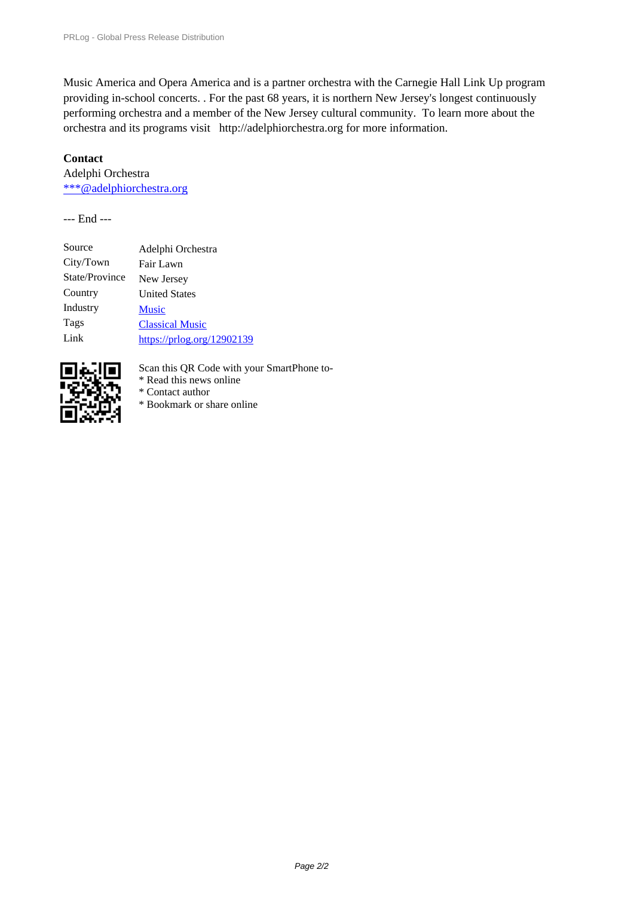Music America and Opera America and is a partner orchestra with the Carnegie Hall Link Up program providing in-school concerts. . For the past 68 years, it is northern New Jersey's longest continuously performing orchestra and a member of the New Jersey cultural community. To learn more about the orchestra and its programs visit http://adelphiorchestra.org for more information.

**Contact**
Adelphi Orchestra
***@adelphiorchestra.org

--- End ---

| | |
|---|---|
| Source | Adelphi Orchestra |
| City/Town | Fair Lawn |
| State/Province | New Jersey |
| Country | United States |
| Industry | Music |
| Tags | Classical Music |
| Link | https://prlog.org/12902139 |

Scan this QR Code with your SmartPhone to-
* Read this news online
* Contact author
* Bookmark or share online